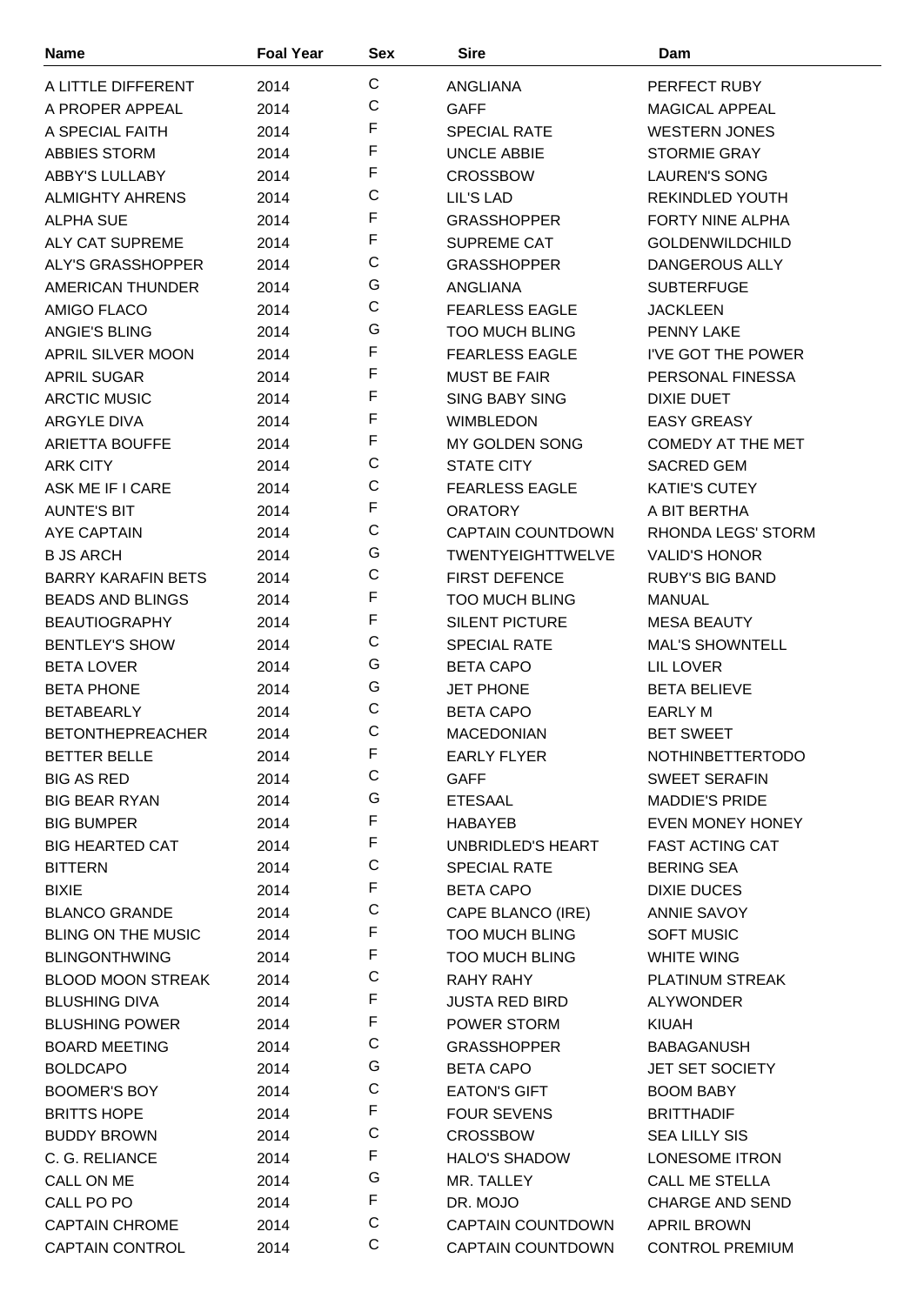| Name | Foal Year | Sex | Sire | Dam |
|---|---|---|---|---|
| A LITTLE DIFFERENT | 2014 | C | ANGLIANA | PERFECT RUBY |
| A PROPER APPEAL | 2014 | C | GAFF | MAGICAL APPEAL |
| A SPECIAL FAITH | 2014 | F | SPECIAL RATE | WESTERN JONES |
| ABBIES STORM | 2014 | F | UNCLE ABBIE | STORMIE GRAY |
| ABBY'S LULLABY | 2014 | F | CROSSBOW | LAUREN'S SONG |
| ALMIGHTY AHRENS | 2014 | C | LIL'S LAD | REKINDLED YOUTH |
| ALPHA SUE | 2014 | F | GRASSHOPPER | FORTY NINE ALPHA |
| ALY CAT SUPREME | 2014 | F | SUPREME CAT | GOLDENWILDCHILD |
| ALY'S GRASSHOPPER | 2014 | C | GRASSHOPPER | DANGEROUS ALLY |
| AMERICAN THUNDER | 2014 | G | ANGLIANA | SUBTERFUGE |
| AMIGO FLACO | 2014 | C | FEARLESS EAGLE | JACKLEEN |
| ANGIE'S BLING | 2014 | G | TOO MUCH BLING | PENNY LAKE |
| APRIL SILVER MOON | 2014 | F | FEARLESS EAGLE | I'VE GOT THE POWER |
| APRIL SUGAR | 2014 | F | MUST BE FAIR | PERSONAL FINESSA |
| ARCTIC MUSIC | 2014 | F | SING BABY SING | DIXIE DUET |
| ARGYLE DIVA | 2014 | F | WIMBLEDON | EASY GREASY |
| ARIETTA BOUFFE | 2014 | F | MY GOLDEN SONG | COMEDY AT THE MET |
| ARK CITY | 2014 | C | STATE CITY | SACRED GEM |
| ASK ME IF I CARE | 2014 | C | FEARLESS EAGLE | KATIE'S CUTEY |
| AUNTE'S BIT | 2014 | F | ORATORY | A BIT BERTHA |
| AYE CAPTAIN | 2014 | C | CAPTAIN COUNTDOWN | RHONDA LEGS' STORM |
| B JS ARCH | 2014 | G | TWENTYEIGHTTWELVE | VALID'S HONOR |
| BARRY KARAFIN BETS | 2014 | C | FIRST DEFENCE | RUBY'S BIG BAND |
| BEADS AND BLINGS | 2014 | F | TOO MUCH BLING | MANUAL |
| BEAUTIOGRAPHY | 2014 | F | SILENT PICTURE | MESA BEAUTY |
| BENTLEY'S SHOW | 2014 | C | SPECIAL RATE | MAL'S SHOWNTELL |
| BETA LOVER | 2014 | G | BETA CAPO | LIL LOVER |
| BETA PHONE | 2014 | G | JET PHONE | BETA BELIEVE |
| BETABEARLY | 2014 | C | BETA CAPO | EARLY M |
| BETONTHEPREACHER | 2014 | C | MACEDONIAN | BET SWEET |
| BETTER BELLE | 2014 | F | EARLY FLYER | NOTHINBETTERTODO |
| BIG AS RED | 2014 | C | GAFF | SWEET SERAFIN |
| BIG BEAR RYAN | 2014 | G | ETESAAL | MADDIE'S PRIDE |
| BIG BUMPER | 2014 | F | HABAYEB | EVEN MONEY HONEY |
| BIG HEARTED CAT | 2014 | F | UNBRIDLED'S HEART | FAST ACTING CAT |
| BITTERN | 2014 | C | SPECIAL RATE | BERING SEA |
| BIXIE | 2014 | F | BETA CAPO | DIXIE DUCES |
| BLANCO GRANDE | 2014 | C | CAPE BLANCO (IRE) | ANNIE SAVOY |
| BLING ON THE MUSIC | 2014 | F | TOO MUCH BLING | SOFT MUSIC |
| BLINGONTHWING | 2014 | F | TOO MUCH BLING | WHITE WING |
| BLOOD MOON STREAK | 2014 | C | RAHY RAHY | PLATINUM STREAK |
| BLUSHING DIVA | 2014 | F | JUSTA RED BIRD | ALYWONDER |
| BLUSHING POWER | 2014 | F | POWER STORM | KIUAH |
| BOARD MEETING | 2014 | C | GRASSHOPPER | BABAGANUSH |
| BOLDCAPO | 2014 | G | BETA CAPO | JET SET SOCIETY |
| BOOMER'S BOY | 2014 | C | EATON'S GIFT | BOOM BABY |
| BRITTS HOPE | 2014 | F | FOUR SEVENS | BRITTHADIF |
| BUDDY BROWN | 2014 | C | CROSSBOW | SEA LILLY SIS |
| C. G. RELIANCE | 2014 | F | HALO'S SHADOW | LONESOME ITRON |
| CALL ON ME | 2014 | G | MR. TALLEY | CALL ME STELLA |
| CALL PO PO | 2014 | F | DR. MOJO | CHARGE AND SEND |
| CAPTAIN CHROME | 2014 | C | CAPTAIN COUNTDOWN | APRIL BROWN |
| CAPTAIN CONTROL | 2014 | C | CAPTAIN COUNTDOWN | CONTROL PREMIUM |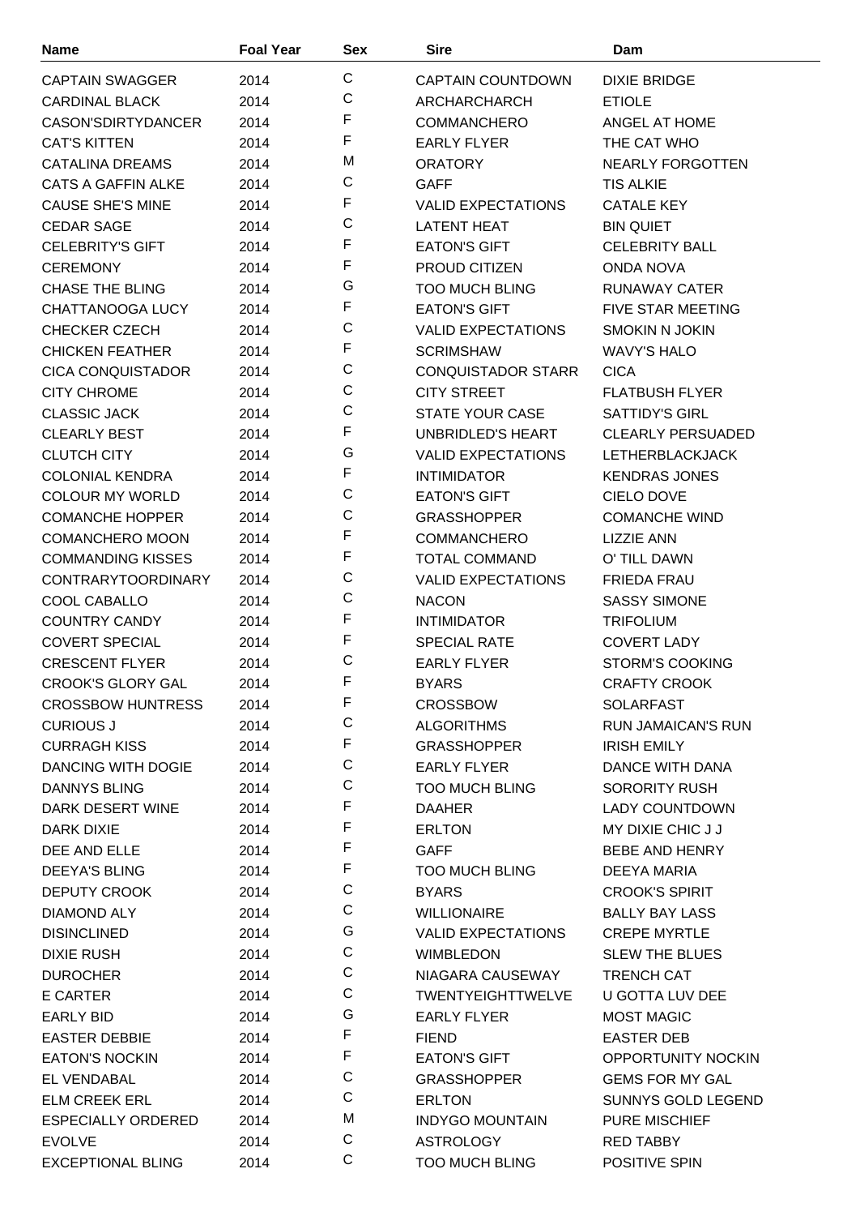| Name | Foal Year | Sex | Sire | Dam |
| --- | --- | --- | --- | --- |
| CAPTAIN SWAGGER | 2014 | C | CAPTAIN COUNTDOWN | DIXIE BRIDGE |
| CARDINAL BLACK | 2014 | C | ARCHARCHARCH | ETIOLE |
| CASON'SDIRTYDANCER | 2014 | F | COMMANCHERO | ANGEL AT HOME |
| CAT'S KITTEN | 2014 | F | EARLY FLYER | THE CAT WHO |
| CATALINA DREAMS | 2014 | M | ORATORY | NEARLY FORGOTTEN |
| CATS A GAFFIN ALKE | 2014 | C | GAFF | TIS ALKIE |
| CAUSE SHE'S MINE | 2014 | F | VALID EXPECTATIONS | CATALE KEY |
| CEDAR SAGE | 2014 | C | LATENT HEAT | BIN QUIET |
| CELEBRITY'S GIFT | 2014 | F | EATON'S GIFT | CELEBRITY BALL |
| CEREMONY | 2014 | F | PROUD CITIZEN | ONDA NOVA |
| CHASE THE BLING | 2014 | G | TOO MUCH BLING | RUNAWAY CATER |
| CHATTANOOGA LUCY | 2014 | F | EATON'S GIFT | FIVE STAR MEETING |
| CHECKER CZECH | 2014 | C | VALID EXPECTATIONS | SMOKIN N JOKIN |
| CHICKEN FEATHER | 2014 | F | SCRIMSHAW | WAVY'S HALO |
| CICA CONQUISTADOR | 2014 | C | CONQUISTADOR STARR | CICA |
| CITY CHROME | 2014 | C | CITY STREET | FLATBUSH FLYER |
| CLASSIC JACK | 2014 | C | STATE YOUR CASE | SATTIDY'S GIRL |
| CLEARLY BEST | 2014 | F | UNBRIDLED'S HEART | CLEARLY PERSUADED |
| CLUTCH CITY | 2014 | G | VALID EXPECTATIONS | LETHERBLACKJACK |
| COLONIAL KENDRA | 2014 | F | INTIMIDATOR | KENDRAS JONES |
| COLOUR MY WORLD | 2014 | C | EATON'S GIFT | CIELO DOVE |
| COMANCHE HOPPER | 2014 | C | GRASSHOPPER | COMANCHE WIND |
| COMANCHERO MOON | 2014 | F | COMMANCHERO | LIZZIE ANN |
| COMMANDING KISSES | 2014 | F | TOTAL COMMAND | O' TILL DAWN |
| CONTRARYTOORDINARY | 2014 | C | VALID EXPECTATIONS | FRIEDA FRAU |
| COOL CABALLO | 2014 | C | NACON | SASSY SIMONE |
| COUNTRY CANDY | 2014 | F | INTIMIDATOR | TRIFOLIUM |
| COVERT SPECIAL | 2014 | F | SPECIAL RATE | COVERT LADY |
| CRESCENT FLYER | 2014 | C | EARLY FLYER | STORM'S COOKING |
| CROOK'S GLORY GAL | 2014 | F | BYARS | CRAFTY CROOK |
| CROSSBOW HUNTRESS | 2014 | F | CROSSBOW | SOLARFAST |
| CURIOUS J | 2014 | C | ALGORITHMS | RUN JAMAICAN'S RUN |
| CURRAGH KISS | 2014 | F | GRASSHOPPER | IRISH EMILY |
| DANCING WITH DOGIE | 2014 | C | EARLY FLYER | DANCE WITH DANA |
| DANNYS BLING | 2014 | C | TOO MUCH BLING | SORORITY RUSH |
| DARK DESERT WINE | 2014 | F | DAAHER | LADY COUNTDOWN |
| DARK DIXIE | 2014 | F | ERLTON | MY DIXIE CHIC J J |
| DEE AND ELLE | 2014 | F | GAFF | BEBE AND HENRY |
| DEEYA'S BLING | 2014 | F | TOO MUCH BLING | DEEYA MARIA |
| DEPUTY CROOK | 2014 | C | BYARS | CROOK'S SPIRIT |
| DIAMOND ALY | 2014 | C | WILLIONAIRE | BALLY BAY LASS |
| DISINCLINED | 2014 | G | VALID EXPECTATIONS | CREPE MYRTLE |
| DIXIE RUSH | 2014 | C | WIMBLEDON | SLEW THE BLUES |
| DUROCHER | 2014 | C | NIAGARA CAUSEWAY | TRENCH CAT |
| E CARTER | 2014 | C | TWENTYEIGHTTWELVE | U GOTTA LUV DEE |
| EARLY BID | 2014 | G | EARLY FLYER | MOST MAGIC |
| EASTER DEBBIE | 2014 | F | FIEND | EASTER DEB |
| EATON'S NOCKIN | 2014 | F | EATON'S GIFT | OPPORTUNITY NOCKIN |
| EL VENDABAL | 2014 | C | GRASSHOPPER | GEMS FOR MY GAL |
| ELM CREEK ERL | 2014 | C | ERLTON | SUNNYS GOLD LEGEND |
| ESPECIALLY ORDERED | 2014 | M | INDYGO MOUNTAIN | PURE MISCHIEF |
| EVOLVE | 2014 | C | ASTROLOGY | RED TABBY |
| EXCEPTIONAL BLING | 2014 | C | TOO MUCH BLING | POSITIVE SPIN |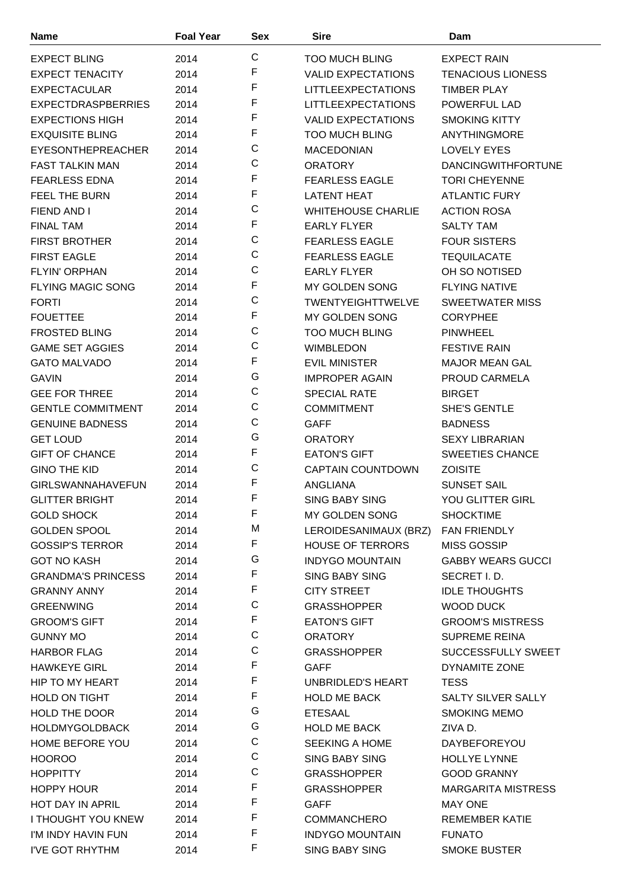| Name | Foal Year | Sex | Sire | Dam |
|---|---|---|---|---|
| EXPECT BLING | 2014 | C | TOO MUCH BLING | EXPECT RAIN |
| EXPECT TENACITY | 2014 | F | VALID EXPECTATIONS | TENACIOUS LIONESS |
| EXPECTACULAR | 2014 | F | LITTLEEXPECTATIONS | TIMBER PLAY |
| EXPECTDRASPBERRIES | 2014 | F | LITTLEEXPECTATIONS | POWERFUL LAD |
| EXPECTIONS HIGH | 2014 | F | VALID EXPECTATIONS | SMOKING KITTY |
| EXQUISITE BLING | 2014 | F | TOO MUCH BLING | ANYTHINGMORE |
| EYESONTHEPREACHER | 2014 | C | MACEDONIAN | LOVELY EYES |
| FAST TALKIN MAN | 2014 | C | ORATORY | DANCINGWITHFORTUNE |
| FEARLESS EDNA | 2014 | F | FEARLESS EAGLE | TORI CHEYENNE |
| FEEL THE BURN | 2014 | F | LATENT HEAT | ATLANTIC FURY |
| FIEND AND I | 2014 | C | WHITEHOUSE CHARLIE | ACTION ROSA |
| FINAL TAM | 2014 | F | EARLY FLYER | SALTY TAM |
| FIRST BROTHER | 2014 | C | FEARLESS EAGLE | FOUR SISTERS |
| FIRST EAGLE | 2014 | C | FEARLESS EAGLE | TEQUILACATE |
| FLYIN' ORPHAN | 2014 | C | EARLY FLYER | OH SO NOTISED |
| FLYING MAGIC SONG | 2014 | F | MY GOLDEN SONG | FLYING NATIVE |
| FORTI | 2014 | C | TWENTYEIGHTTWELVE | SWEETWATER MISS |
| FOUETTEE | 2014 | F | MY GOLDEN SONG | CORYPHEE |
| FROSTED BLING | 2014 | C | TOO MUCH BLING | PINWHEEL |
| GAME SET AGGIES | 2014 | C | WIMBLEDON | FESTIVE RAIN |
| GATO MALVADO | 2014 | F | EVIL MINISTER | MAJOR MEAN GAL |
| GAVIN | 2014 | G | IMPROPER AGAIN | PROUD CARMELA |
| GEE FOR THREE | 2014 | C | SPECIAL RATE | BIRGET |
| GENTLE COMMITMENT | 2014 | C | COMMITMENT | SHE'S GENTLE |
| GENUINE BADNESS | 2014 | C | GAFF | BADNESS |
| GET LOUD | 2014 | G | ORATORY | SEXY LIBRARIAN |
| GIFT OF CHANCE | 2014 | F | EATON'S GIFT | SWEETIES CHANCE |
| GINO THE KID | 2014 | C | CAPTAIN COUNTDOWN | ZOISITE |
| GIRLSWANNAHAVEFUN | 2014 | F | ANGLIANA | SUNSET SAIL |
| GLITTER BRIGHT | 2014 | F | SING BABY SING | YOU GLITTER GIRL |
| GOLD SHOCK | 2014 | F | MY GOLDEN SONG | SHOCKTIME |
| GOLDEN SPOOL | 2014 | M | LEROIDESANIMAUX (BRZ) | FAN FRIENDLY |
| GOSSIP'S TERROR | 2014 | F | HOUSE OF TERRORS | MISS GOSSIP |
| GOT NO KASH | 2014 | G | INDYGO MOUNTAIN | GABBY WEARS GUCCI |
| GRANDMA'S PRINCESS | 2014 | F | SING BABY SING | SECRET I. D. |
| GRANNY ANNY | 2014 | F | CITY STREET | IDLE THOUGHTS |
| GREENWING | 2014 | C | GRASSHOPPER | WOOD DUCK |
| GROOM'S GIFT | 2014 | F | EATON'S GIFT | GROOM'S MISTRESS |
| GUNNY MO | 2014 | C | ORATORY | SUPREME REINA |
| HARBOR FLAG | 2014 | C | GRASSHOPPER | SUCCESSFULLY SWEET |
| HAWKEYE GIRL | 2014 | F | GAFF | DYNAMITE ZONE |
| HIP TO MY HEART | 2014 | F | UNBRIDLED'S HEART | TESS |
| HOLD ON TIGHT | 2014 | F | HOLD ME BACK | SALTY SILVER SALLY |
| HOLD THE DOOR | 2014 | G | ETESAAL | SMOKING MEMO |
| HOLDMYGOLDBACK | 2014 | G | HOLD ME BACK | ZIVA D. |
| HOME BEFORE YOU | 2014 | C | SEEKING A HOME | DAYBEFOREYOU |
| HOOROO | 2014 | C | SING BABY SING | HOLLYE LYNNE |
| HOPPITTY | 2014 | C | GRASSHOPPER | GOOD GRANNY |
| HOPPY HOUR | 2014 | F | GRASSHOPPER | MARGARITA MISTRESS |
| HOT DAY IN APRIL | 2014 | F | GAFF | MAY ONE |
| I THOUGHT YOU KNEW | 2014 | F | COMMANCHERO | REMEMBER KATIE |
| I'M INDY HAVIN FUN | 2014 | F | INDYGO MOUNTAIN | FUNATO |
| I'VE GOT RHYTHM | 2014 | F | SING BABY SING | SMOKE BUSTER |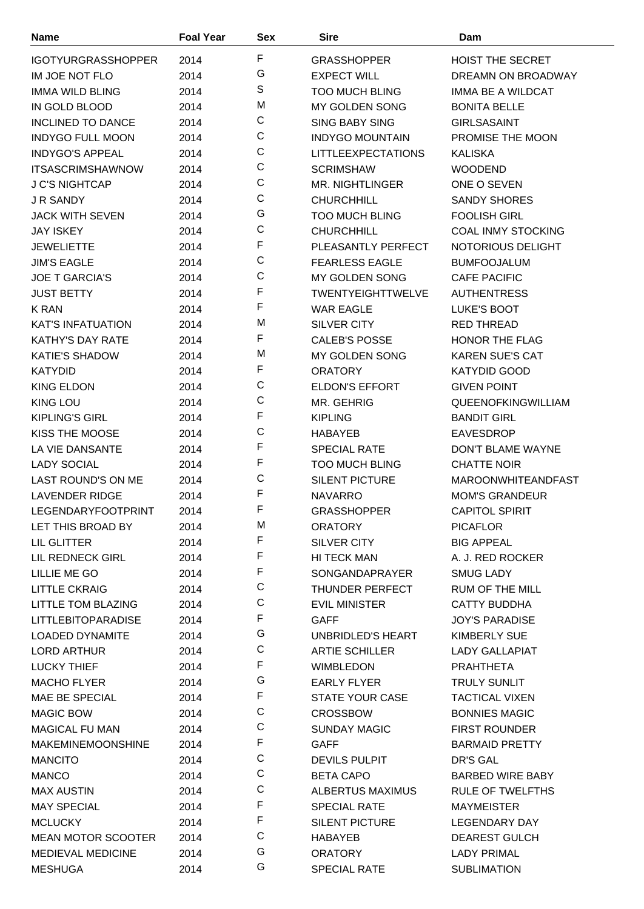| Name | Foal Year | Sex | Sire | Dam |
|---|---|---|---|---|
| IGOTYURGRASSHOPPER | 2014 | F | GRASSHOPPER | HOIST THE SECRET |
| IM JOE NOT FLO | 2014 | G | EXPECT WILL | DREAMN ON BROADWAY |
| IMMA WILD BLING | 2014 | S | TOO MUCH BLING | IMMA BE A WILDCAT |
| IN GOLD BLOOD | 2014 | M | MY GOLDEN SONG | BONITA BELLE |
| INCLINED TO DANCE | 2014 | C | SING BABY SING | GIRLSASAINT |
| INDYGO FULL MOON | 2014 | C | INDYGO MOUNTAIN | PROMISE THE MOON |
| INDYGO'S APPEAL | 2014 | C | LITTLEEXPECTATIONS | KALISKA |
| ITSASCRIMSHAWNOW | 2014 | C | SCRIMSHAW | WOODEND |
| J C'S NIGHTCAP | 2014 | C | MR. NIGHTLINGER | ONE O SEVEN |
| J R SANDY | 2014 | C | CHURCHHILL | SANDY SHORES |
| JACK WITH SEVEN | 2014 | G | TOO MUCH BLING | FOOLISH GIRL |
| JAY ISKEY | 2014 | C | CHURCHHILL | COAL INMY STOCKING |
| JEWELIETTE | 2014 | F | PLEASANTLY PERFECT | NOTORIOUS DELIGHT |
| JIM'S EAGLE | 2014 | C | FEARLESS EAGLE | BUMFOOJALUM |
| JOE T GARCIA'S | 2014 | C | MY GOLDEN SONG | CAFE PACIFIC |
| JUST BETTY | 2014 | F | TWENTYEIGHTTWELVE | AUTHENTRESS |
| K RAN | 2014 | F | WAR EAGLE | LUKE'S BOOT |
| KAT'S INFATUATION | 2014 | M | SILVER CITY | RED THREAD |
| KATHY'S DAY RATE | 2014 | F | CALEB'S POSSE | HONOR THE FLAG |
| KATIE'S SHADOW | 2014 | M | MY GOLDEN SONG | KAREN SUE'S CAT |
| KATYDID | 2014 | F | ORATORY | KATYDID GOOD |
| KING ELDON | 2014 | C | ELDON'S EFFORT | GIVEN POINT |
| KING LOU | 2014 | C | MR. GEHRIG | QUEENOFKINGWILLIAM |
| KIPLING'S GIRL | 2014 | F | KIPLING | BANDIT GIRL |
| KISS THE MOOSE | 2014 | C | HABAYEB | EAVESDROP |
| LA VIE DANSANTE | 2014 | F | SPECIAL RATE | DON'T BLAME WAYNE |
| LADY SOCIAL | 2014 | F | TOO MUCH BLING | CHATTE NOIR |
| LAST ROUND'S ON ME | 2014 | C | SILENT PICTURE | MAROONWHITEANDFAST |
| LAVENDER RIDGE | 2014 | F | NAVARRO | MOM'S GRANDEUR |
| LEGENDARYFOOTPRINT | 2014 | F | GRASSHOPPER | CAPITOL SPIRIT |
| LET THIS BROAD BY | 2014 | M | ORATORY | PICAFLOR |
| LIL GLITTER | 2014 | F | SILVER CITY | BIG APPEAL |
| LIL REDNECK GIRL | 2014 | F | HI TECK MAN | A. J. RED ROCKER |
| LILLIE ME GO | 2014 | F | SONGANDAPRAYER | SMUG LADY |
| LITTLE CKRAIG | 2014 | C | THUNDER PERFECT | RUM OF THE MILL |
| LITTLE TOM BLAZING | 2014 | C | EVIL MINISTER | CATTY BUDDHA |
| LITTLEBITOPARADISE | 2014 | F | GAFF | JOY'S PARADISE |
| LOADED DYNAMITE | 2014 | G | UNBRIDLED'S HEART | KIMBERLY SUE |
| LORD ARTHUR | 2014 | C | ARTIE SCHILLER | LADY GALLAPIAT |
| LUCKY THIEF | 2014 | F | WIMBLEDON | PRAHTHETA |
| MACHO FLYER | 2014 | G | EARLY FLYER | TRULY SUNLIT |
| MAE BE SPECIAL | 2014 | F | STATE YOUR CASE | TACTICAL VIXEN |
| MAGIC BOW | 2014 | C | CROSSBOW | BONNIES MAGIC |
| MAGICAL FU MAN | 2014 | C | SUNDAY MAGIC | FIRST ROUNDER |
| MAKEMINEMOONSHINE | 2014 | F | GAFF | BARMAID PRETTY |
| MANCITO | 2014 | C | DEVILS PULPIT | DR'S GAL |
| MANCO | 2014 | C | BETA CAPO | BARBED WIRE BABY |
| MAX AUSTIN | 2014 | C | ALBERTUS MAXIMUS | RULE OF TWELFTHS |
| MAY SPECIAL | 2014 | F | SPECIAL RATE | MAYMEISTER |
| MCLUCKY | 2014 | F | SILENT PICTURE | LEGENDARY DAY |
| MEAN MOTOR SCOOTER | 2014 | C | HABAYEB | DEAREST GULCH |
| MEDIEVAL MEDICINE | 2014 | G | ORATORY | LADY PRIMAL |
| MESHUGA | 2014 | G | SPECIAL RATE | SUBLIMATION |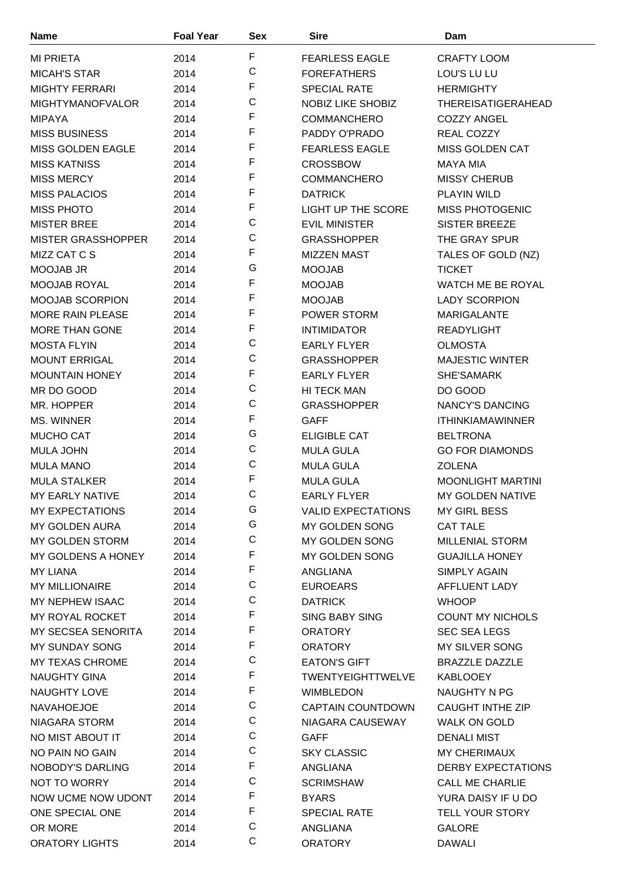| Name | Foal Year | Sex | Sire | Dam |
| --- | --- | --- | --- | --- |
| MI PRIETA | 2014 | F | FEARLESS EAGLE | CRAFTY LOOM |
| MICAH'S STAR | 2014 | C | FOREFATHERS | LOU'S LU LU |
| MIGHTY FERRARI | 2014 | F | SPECIAL RATE | HERMIGHTY |
| MIGHTYMANOFVALOR | 2014 | C | NOBIZ LIKE SHOBIZ | THEREISATIGERAHEAD |
| MIPAYA | 2014 | F | COMMANCHERO | COZZY ANGEL |
| MISS BUSINESS | 2014 | F | PADDY O'PRADO | REAL COZZY |
| MISS GOLDEN EAGLE | 2014 | F | FEARLESS EAGLE | MISS GOLDEN CAT |
| MISS KATNISS | 2014 | F | CROSSBOW | MAYA MIA |
| MISS MERCY | 2014 | F | COMMANCHERO | MISSY CHERUB |
| MISS PALACIOS | 2014 | F | DATRICK | PLAYIN WILD |
| MISS PHOTO | 2014 | F | LIGHT UP THE SCORE | MISS PHOTOGENIC |
| MISTER BREE | 2014 | C | EVIL MINISTER | SISTER BREEZE |
| MISTER GRASSHOPPER | 2014 | C | GRASSHOPPER | THE GRAY SPUR |
| MIZZ CAT C S | 2014 | F | MIZZEN MAST | TALES OF GOLD (NZ) |
| MOOJAB JR | 2014 | G | MOOJAB | TICKET |
| MOOJAB ROYAL | 2014 | F | MOOJAB | WATCH ME BE ROYAL |
| MOOJAB SCORPION | 2014 | F | MOOJAB | LADY SCORPION |
| MORE RAIN PLEASE | 2014 | F | POWER STORM | MARIGALANTE |
| MORE THAN GONE | 2014 | F | INTIMIDATOR | READYLIGHT |
| MOSTA FLYIN | 2014 | C | EARLY FLYER | OLMOSTA |
| MOUNT ERRIGAL | 2014 | C | GRASSHOPPER | MAJESTIC WINTER |
| MOUNTAIN HONEY | 2014 | F | EARLY FLYER | SHE'SAMARK |
| MR DO GOOD | 2014 | C | HI TECK MAN | DO GOOD |
| MR. HOPPER | 2014 | C | GRASSHOPPER | NANCY'S DANCING |
| MS. WINNER | 2014 | F | GAFF | ITHINKIAMAWINNER |
| MUCHO CAT | 2014 | G | ELIGIBLE CAT | BELTRONA |
| MULA JOHN | 2014 | C | MULA GULA | GO FOR DIAMONDS |
| MULA MANO | 2014 | C | MULA GULA | ZOLENA |
| MULA STALKER | 2014 | F | MULA GULA | MOONLIGHT MARTINI |
| MY EARLY NATIVE | 2014 | C | EARLY FLYER | MY GOLDEN NATIVE |
| MY EXPECTATIONS | 2014 | G | VALID EXPECTATIONS | MY GIRL BESS |
| MY GOLDEN AURA | 2014 | G | MY GOLDEN SONG | CAT TALE |
| MY GOLDEN STORM | 2014 | C | MY GOLDEN SONG | MILLENIAL STORM |
| MY GOLDENS A HONEY | 2014 | F | MY GOLDEN SONG | GUAJILLA HONEY |
| MY LIANA | 2014 | F | ANGLIANA | SIMPLY AGAIN |
| MY MILLIONAIRE | 2014 | C | EUROEARS | AFFLUENT LADY |
| MY NEPHEW ISAAC | 2014 | C | DATRICK | WHOOP |
| MY ROYAL ROCKET | 2014 | F | SING BABY SING | COUNT MY NICHOLS |
| MY SECSEA SENORITA | 2014 | F | ORATORY | SEC SEA LEGS |
| MY SUNDAY SONG | 2014 | F | ORATORY | MY SILVER SONG |
| MY TEXAS CHROME | 2014 | C | EATON'S GIFT | BRAZZLE DAZZLE |
| NAUGHTY GINA | 2014 | F | TWENTYEIGHTTWELVE | KABLOOEY |
| NAUGHTY LOVE | 2014 | F | WIMBLEDON | NAUGHTY N PG |
| NAVAHOEJOE | 2014 | C | CAPTAIN COUNTDOWN | CAUGHT INTHE ZIP |
| NIAGARA STORM | 2014 | C | NIAGARA CAUSEWAY | WALK ON GOLD |
| NO MIST ABOUT IT | 2014 | C | GAFF | DENALI MIST |
| NO PAIN NO GAIN | 2014 | C | SKY CLASSIC | MY CHERIMAUX |
| NOBODY'S DARLING | 2014 | F | ANGLIANA | DERBY EXPECTATIONS |
| NOT TO WORRY | 2014 | C | SCRIMSHAW | CALL ME CHARLIE |
| NOW UCME NOW UDONT | 2014 | F | BYARS | YURA DAISY IF U DO |
| ONE SPECIAL ONE | 2014 | F | SPECIAL RATE | TELL YOUR STORY |
| OR MORE | 2014 | C | ANGLIANA | GALORE |
| ORATORY LIGHTS | 2014 | C | ORATORY | DAWALI |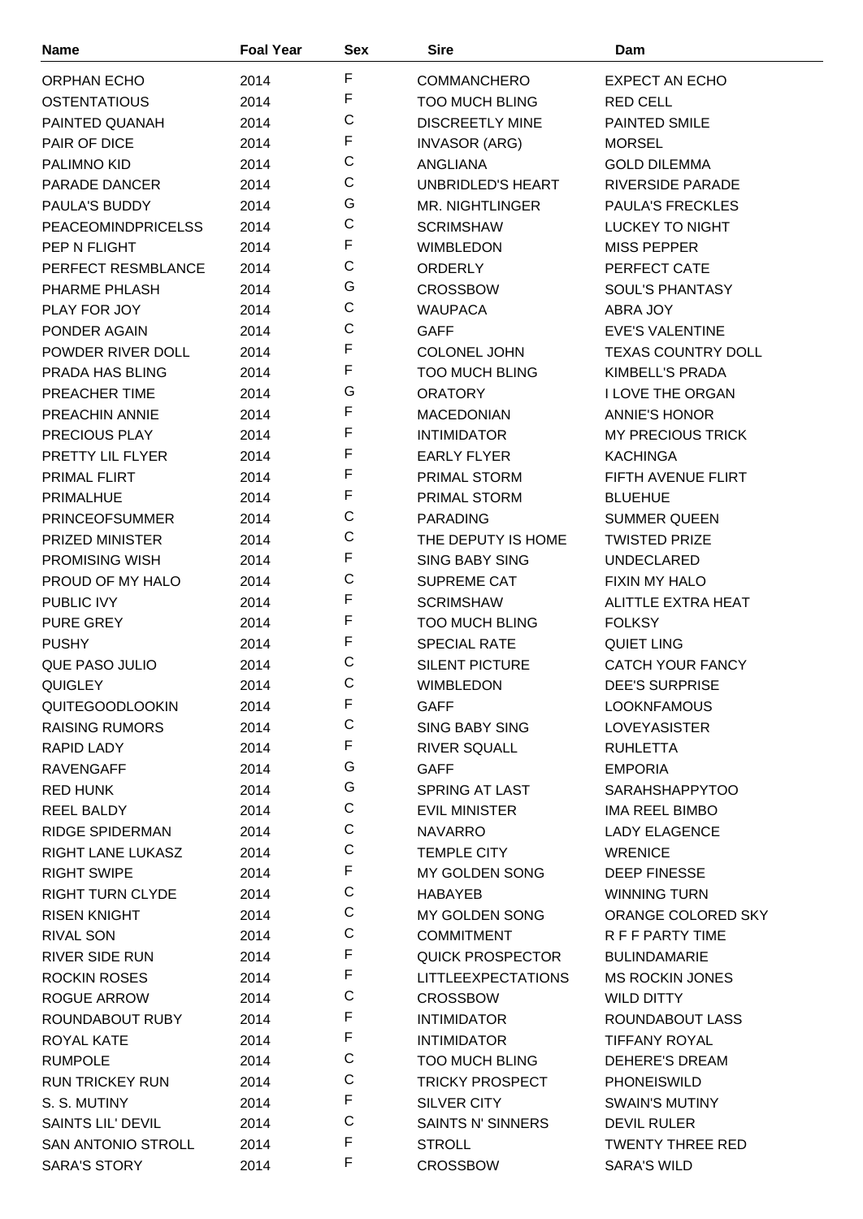| Name | Foal Year | Sex | Sire | Dam |
| --- | --- | --- | --- | --- |
| ORPHAN ECHO | 2014 | F | COMMANCHERO | EXPECT AN ECHO |
| OSTENTATIOUS | 2014 | F | TOO MUCH BLING | RED CELL |
| PAINTED QUANAH | 2014 | C | DISCREETLY MINE | PAINTED SMILE |
| PAIR OF DICE | 2014 | F | INVASOR (ARG) | MORSEL |
| PALIMNO KID | 2014 | C | ANGLIANA | GOLD DILEMMA |
| PARADE DANCER | 2014 | C | UNBRIDLED'S HEART | RIVERSIDE PARADE |
| PAULA'S BUDDY | 2014 | G | MR. NIGHTLINGER | PAULA'S FRECKLES |
| PEACEOMINDPRICELSS | 2014 | C | SCRIMSHAW | LUCKEY TO NIGHT |
| PEP N FLIGHT | 2014 | F | WIMBLEDON | MISS PEPPER |
| PERFECT RESMBLANCE | 2014 | C | ORDERLY | PERFECT CATE |
| PHARME PHLASH | 2014 | G | CROSSBOW | SOUL'S PHANTASY |
| PLAY FOR JOY | 2014 | C | WAUPACA | ABRA JOY |
| PONDER AGAIN | 2014 | C | GAFF | EVE'S VALENTINE |
| POWDER RIVER DOLL | 2014 | F | COLONEL JOHN | TEXAS COUNTRY DOLL |
| PRADA HAS BLING | 2014 | F | TOO MUCH BLING | KIMBELL'S PRADA |
| PREACHER TIME | 2014 | G | ORATORY | I LOVE THE ORGAN |
| PREACHIN ANNIE | 2014 | F | MACEDONIAN | ANNIE'S HONOR |
| PRECIOUS PLAY | 2014 | F | INTIMIDATOR | MY PRECIOUS TRICK |
| PRETTY LIL FLYER | 2014 | F | EARLY FLYER | KACHINGA |
| PRIMAL FLIRT | 2014 | F | PRIMAL STORM | FIFTH AVENUE FLIRT |
| PRIMALHUE | 2014 | F | PRIMAL STORM | BLUEHUE |
| PRINCEOFSUMMER | 2014 | C | PARADING | SUMMER QUEEN |
| PRIZED MINISTER | 2014 | C | THE DEPUTY IS HOME | TWISTED PRIZE |
| PROMISING WISH | 2014 | F | SING BABY SING | UNDECLARED |
| PROUD OF MY HALO | 2014 | C | SUPREME CAT | FIXIN MY HALO |
| PUBLIC IVY | 2014 | F | SCRIMSHAW | ALITTLE EXTRA HEAT |
| PURE GREY | 2014 | F | TOO MUCH BLING | FOLKSY |
| PUSHY | 2014 | F | SPECIAL RATE | QUIET LING |
| QUE PASO JULIO | 2014 | C | SILENT PICTURE | CATCH YOUR FANCY |
| QUIGLEY | 2014 | C | WIMBLEDON | DEE'S SURPRISE |
| QUITEGOODLOOKIN | 2014 | F | GAFF | LOOKNFAMOUS |
| RAISING RUMORS | 2014 | C | SING BABY SING | LOVEYASISTER |
| RAPID LADY | 2014 | F | RIVER SQUALL | RUHLETTA |
| RAVENGAFF | 2014 | G | GAFF | EMPORIA |
| RED HUNK | 2014 | G | SPRING AT LAST | SARAHSHAPPYTOO |
| REEL BALDY | 2014 | C | EVIL MINISTER | IMA REEL BIMBO |
| RIDGE SPIDERMAN | 2014 | C | NAVARRO | LADY ELAGENCE |
| RIGHT LANE LUKASZ | 2014 | C | TEMPLE CITY | WRENICE |
| RIGHT SWIPE | 2014 | F | MY GOLDEN SONG | DEEP FINESSE |
| RIGHT TURN CLYDE | 2014 | C | HABAYEB | WINNING TURN |
| RISEN KNIGHT | 2014 | C | MY GOLDEN SONG | ORANGE COLORED SKY |
| RIVAL SON | 2014 | C | COMMITMENT | R F F PARTY TIME |
| RIVER SIDE RUN | 2014 | F | QUICK PROSPECTOR | BULINDAMARIE |
| ROCKIN ROSES | 2014 | F | LITTLEEXPECTATIONS | MS ROCKIN JONES |
| ROGUE ARROW | 2014 | C | CROSSBOW | WILD DITTY |
| ROUNDABOUT RUBY | 2014 | F | INTIMIDATOR | ROUNDABOUT LASS |
| ROYAL KATE | 2014 | F | INTIMIDATOR | TIFFANY ROYAL |
| RUMPOLE | 2014 | C | TOO MUCH BLING | DEHERE'S DREAM |
| RUN TRICKEY RUN | 2014 | C | TRICKY PROSPECT | PHONEISWILD |
| S. S. MUTINY | 2014 | F | SILVER CITY | SWAIN'S MUTINY |
| SAINTS LIL' DEVIL | 2014 | C | SAINTS N' SINNERS | DEVIL RULER |
| SAN ANTONIO STROLL | 2014 | F | STROLL | TWENTY THREE RED |
| SARA'S STORY | 2014 | F | CROSSBOW | SARA'S WILD |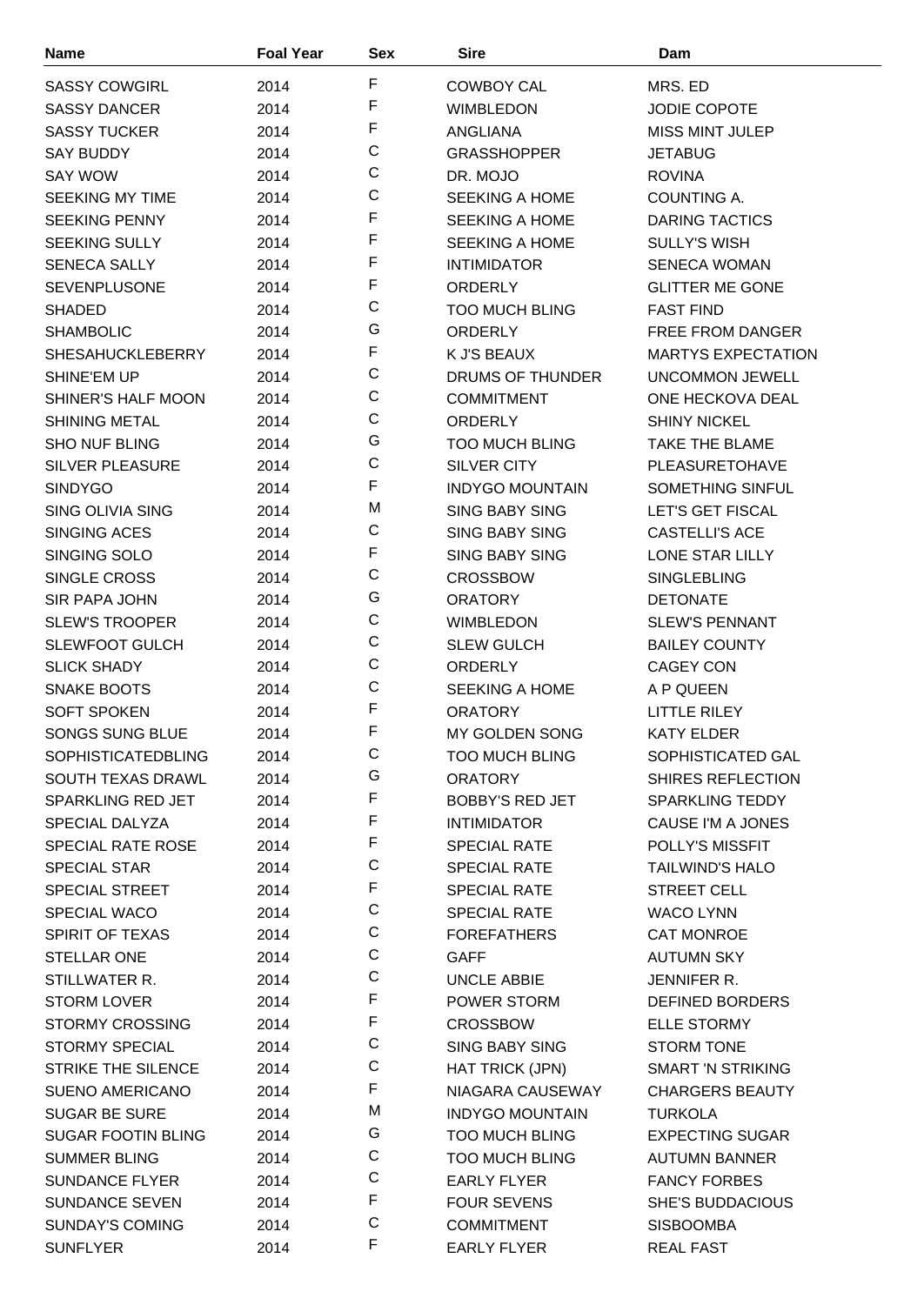| Name | Foal Year | Sex | Sire | Dam |
|---|---|---|---|---|
| SASSY COWGIRL | 2014 | F | COWBOY CAL | MRS. ED |
| SASSY DANCER | 2014 | F | WIMBLEDON | JODIE COPOTE |
| SASSY TUCKER | 2014 | F | ANGLIANA | MISS MINT JULEP |
| SAY BUDDY | 2014 | C | GRASSHOPPER | JETABUG |
| SAY WOW | 2014 | C | DR. MOJO | ROVINA |
| SEEKING MY TIME | 2014 | C | SEEKING A HOME | COUNTING A. |
| SEEKING PENNY | 2014 | F | SEEKING A HOME | DARING TACTICS |
| SEEKING SULLY | 2014 | F | SEEKING A HOME | SULLY'S WISH |
| SENECA SALLY | 2014 | F | INTIMIDATOR | SENECA WOMAN |
| SEVENPLUSONE | 2014 | F | ORDERLY | GLITTER ME GONE |
| SHADED | 2014 | C | TOO MUCH BLING | FAST FIND |
| SHAMBOLIC | 2014 | G | ORDERLY | FREE FROM DANGER |
| SHESAHUCKLEBERRY | 2014 | F | K J'S BEAUX | MARTYS EXPECTATION |
| SHINE'EM UP | 2014 | C | DRUMS OF THUNDER | UNCOMMON JEWELL |
| SHINER'S HALF MOON | 2014 | C | COMMITMENT | ONE HECKOVA DEAL |
| SHINING METAL | 2014 | C | ORDERLY | SHINY NICKEL |
| SHO NUF BLING | 2014 | G | TOO MUCH BLING | TAKE THE BLAME |
| SILVER PLEASURE | 2014 | C | SILVER CITY | PLEASURETOHAVE |
| SINDYGO | 2014 | F | INDYGO MOUNTAIN | SOMETHING SINFUL |
| SING OLIVIA SING | 2014 | M | SING BABY SING | LET'S GET FISCAL |
| SINGING ACES | 2014 | C | SING BABY SING | CASTELLI'S ACE |
| SINGING SOLO | 2014 | F | SING BABY SING | LONE STAR LILLY |
| SINGLE CROSS | 2014 | C | CROSSBOW | SINGLEBLING |
| SIR PAPA JOHN | 2014 | G | ORATORY | DETONATE |
| SLEW'S TROOPER | 2014 | C | WIMBLEDON | SLEW'S PENNANT |
| SLEWFOOT GULCH | 2014 | C | SLEW GULCH | BAILEY COUNTY |
| SLICK SHADY | 2014 | C | ORDERLY | CAGEY CON |
| SNAKE BOOTS | 2014 | C | SEEKING A HOME | A P QUEEN |
| SOFT SPOKEN | 2014 | F | ORATORY | LITTLE RILEY |
| SONGS SUNG BLUE | 2014 | F | MY GOLDEN SONG | KATY ELDER |
| SOPHISTICATEDBLING | 2014 | C | TOO MUCH BLING | SOPHISTICATED GAL |
| SOUTH TEXAS DRAWL | 2014 | G | ORATORY | SHIRES REFLECTION |
| SPARKLING RED JET | 2014 | F | BOBBY'S RED JET | SPARKLING TEDDY |
| SPECIAL DALYZA | 2014 | F | INTIMIDATOR | CAUSE I'M A JONES |
| SPECIAL RATE ROSE | 2014 | F | SPECIAL RATE | POLLY'S MISSFIT |
| SPECIAL STAR | 2014 | C | SPECIAL RATE | TAILWIND'S HALO |
| SPECIAL STREET | 2014 | F | SPECIAL RATE | STREET CELL |
| SPECIAL WACO | 2014 | C | SPECIAL RATE | WACO LYNN |
| SPIRIT OF TEXAS | 2014 | C | FOREFATHERS | CAT MONROE |
| STELLAR ONE | 2014 | C | GAFF | AUTUMN SKY |
| STILLWATER R. | 2014 | C | UNCLE ABBIE | JENNIFER R. |
| STORM LOVER | 2014 | F | POWER STORM | DEFINED BORDERS |
| STORMY CROSSING | 2014 | F | CROSSBOW | ELLE STORMY |
| STORMY SPECIAL | 2014 | C | SING BABY SING | STORM TONE |
| STRIKE THE SILENCE | 2014 | C | HAT TRICK (JPN) | SMART 'N STRIKING |
| SUENO AMERICANO | 2014 | F | NIAGARA CAUSEWAY | CHARGERS BEAUTY |
| SUGAR BE SURE | 2014 | M | INDYGO MOUNTAIN | TURKOLA |
| SUGAR FOOTIN BLING | 2014 | G | TOO MUCH BLING | EXPECTING SUGAR |
| SUMMER BLING | 2014 | C | TOO MUCH BLING | AUTUMN BANNER |
| SUNDANCE FLYER | 2014 | C | EARLY FLYER | FANCY FORBES |
| SUNDANCE SEVEN | 2014 | F | FOUR SEVENS | SHE'S BUDDACIOUS |
| SUNDAY'S COMING | 2014 | C | COMMITMENT | SISBOOMBA |
| SUNFLYER | 2014 | F | EARLY FLYER | REAL FAST |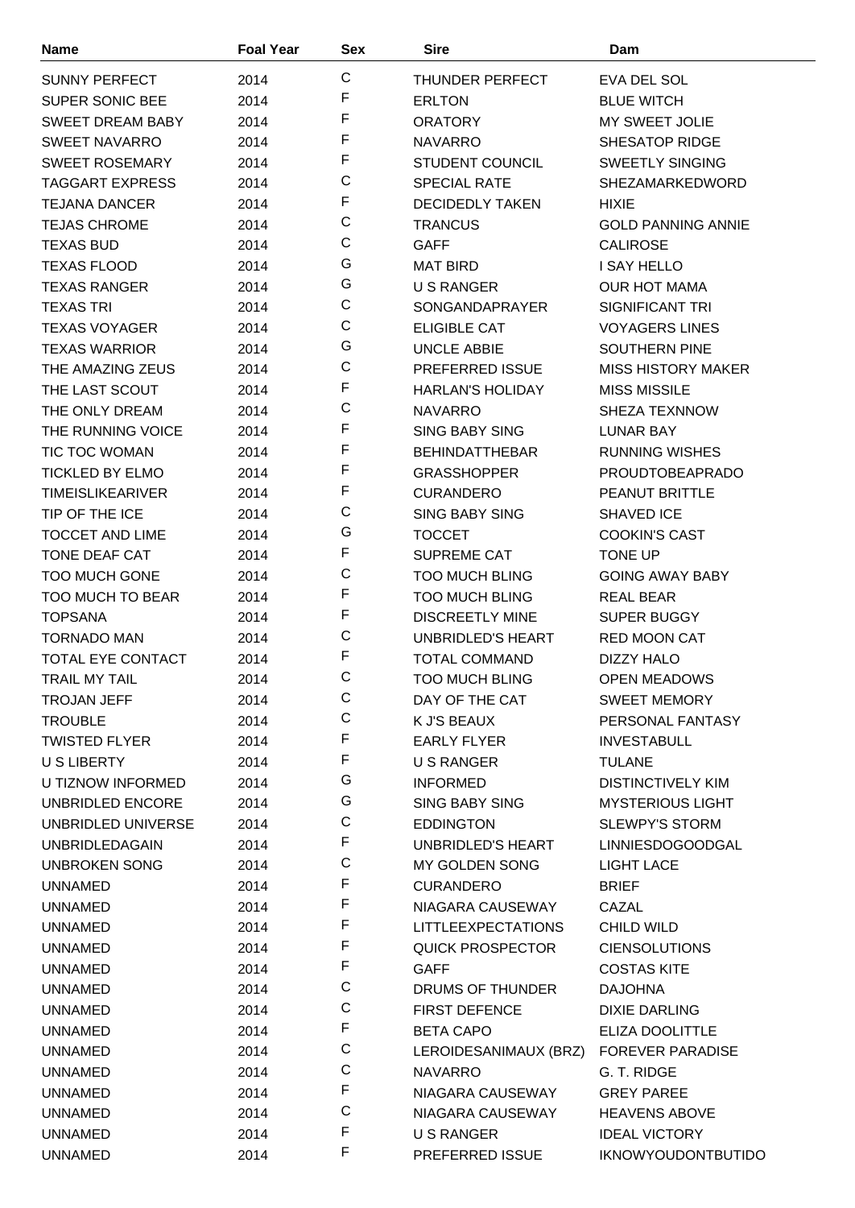| Name | Foal Year | Sex | Sire | Dam |
|---|---|---|---|---|
| SUNNY PERFECT | 2014 | C | THUNDER PERFECT | EVA DEL SOL |
| SUPER SONIC BEE | 2014 | F | ERLTON | BLUE WITCH |
| SWEET DREAM BABY | 2014 | F | ORATORY | MY SWEET JOLIE |
| SWEET NAVARRO | 2014 | F | NAVARRO | SHESATOP RIDGE |
| SWEET ROSEMARY | 2014 | F | STUDENT COUNCIL | SWEETLY SINGING |
| TAGGART EXPRESS | 2014 | C | SPECIAL RATE | SHEZAMARKEDWORD |
| TEJANA DANCER | 2014 | F | DECIDEDLY TAKEN | HIXIE |
| TEJAS CHROME | 2014 | C | TRANCUS | GOLD PANNING ANNIE |
| TEXAS BUD | 2014 | C | GAFF | CALIROSE |
| TEXAS FLOOD | 2014 | G | MAT BIRD | I SAY HELLO |
| TEXAS RANGER | 2014 | G | U S RANGER | OUR HOT MAMA |
| TEXAS TRI | 2014 | C | SONGANDAPRAYER | SIGNIFICANT TRI |
| TEXAS VOYAGER | 2014 | C | ELIGIBLE CAT | VOYAGERS LINES |
| TEXAS WARRIOR | 2014 | G | UNCLE ABBIE | SOUTHERN PINE |
| THE AMAZING ZEUS | 2014 | C | PREFERRED ISSUE | MISS HISTORY MAKER |
| THE LAST SCOUT | 2014 | F | HARLAN'S HOLIDAY | MISS MISSILE |
| THE ONLY DREAM | 2014 | C | NAVARRO | SHEZA TEXNNOW |
| THE RUNNING VOICE | 2014 | F | SING BABY SING | LUNAR BAY |
| TIC TOC WOMAN | 2014 | F | BEHINDATTHEBAR | RUNNING WISHES |
| TICKLED BY ELMO | 2014 | F | GRASSHOPPER | PROUDTOBEAPRADO |
| TIMEISLIKEARIVER | 2014 | F | CURANDERO | PEANUT BRITTLE |
| TIP OF THE ICE | 2014 | C | SING BABY SING | SHAVED ICE |
| TOCCET AND LIME | 2014 | G | TOCCET | COOKIN'S CAST |
| TONE DEAF CAT | 2014 | F | SUPREME CAT | TONE UP |
| TOO MUCH GONE | 2014 | C | TOO MUCH BLING | GOING AWAY BABY |
| TOO MUCH TO BEAR | 2014 | F | TOO MUCH BLING | REAL BEAR |
| TOPSANA | 2014 | F | DISCREETLY MINE | SUPER BUGGY |
| TORNADO MAN | 2014 | C | UNBRIDLED'S HEART | RED MOON CAT |
| TOTAL EYE CONTACT | 2014 | F | TOTAL COMMAND | DIZZY HALO |
| TRAIL MY TAIL | 2014 | C | TOO MUCH BLING | OPEN MEADOWS |
| TROJAN JEFF | 2014 | C | DAY OF THE CAT | SWEET MEMORY |
| TROUBLE | 2014 | C | K J'S BEAUX | PERSONAL FANTASY |
| TWISTED FLYER | 2014 | F | EARLY FLYER | INVESTABULL |
| U S LIBERTY | 2014 | F | U S RANGER | TULANE |
| U TIZNOW INFORMED | 2014 | G | INFORMED | DISTINCTIVELY KIM |
| UNBRIDLED ENCORE | 2014 | G | SING BABY SING | MYSTERIOUS LIGHT |
| UNBRIDLED UNIVERSE | 2014 | C | EDDINGTON | SLEWPY'S STORM |
| UNBRIDLEDAGAIN | 2014 | F | UNBRIDLED'S HEART | LINNIESDOGOODGAL |
| UNBROKEN SONG | 2014 | C | MY GOLDEN SONG | LIGHT LACE |
| UNNAMED | 2014 | F | CURANDERO | BRIEF |
| UNNAMED | 2014 | F | NIAGARA CAUSEWAY | CAZAL |
| UNNAMED | 2014 | F | LITTLEEXPECTATIONS | CHILD WILD |
| UNNAMED | 2014 | F | QUICK PROSPECTOR | CIENSOLUTIONS |
| UNNAMED | 2014 | F | GAFF | COSTAS KITE |
| UNNAMED | 2014 | C | DRUMS OF THUNDER | DAJOHNA |
| UNNAMED | 2014 | C | FIRST DEFENCE | DIXIE DARLING |
| UNNAMED | 2014 | F | BETA CAPO | ELIZA DOOLITTLE |
| UNNAMED | 2014 | C | LEROIDESANIMAUX (BRZ) | FOREVER PARADISE |
| UNNAMED | 2014 | C | NAVARRO | G. T. RIDGE |
| UNNAMED | 2014 | F | NIAGARA CAUSEWAY | GREY PAREE |
| UNNAMED | 2014 | C | NIAGARA CAUSEWAY | HEAVENS ABOVE |
| UNNAMED | 2014 | F | U S RANGER | IDEAL VICTORY |
| UNNAMED | 2014 | F | PREFERRED ISSUE | IKNOWYOUDONTBUTIDO |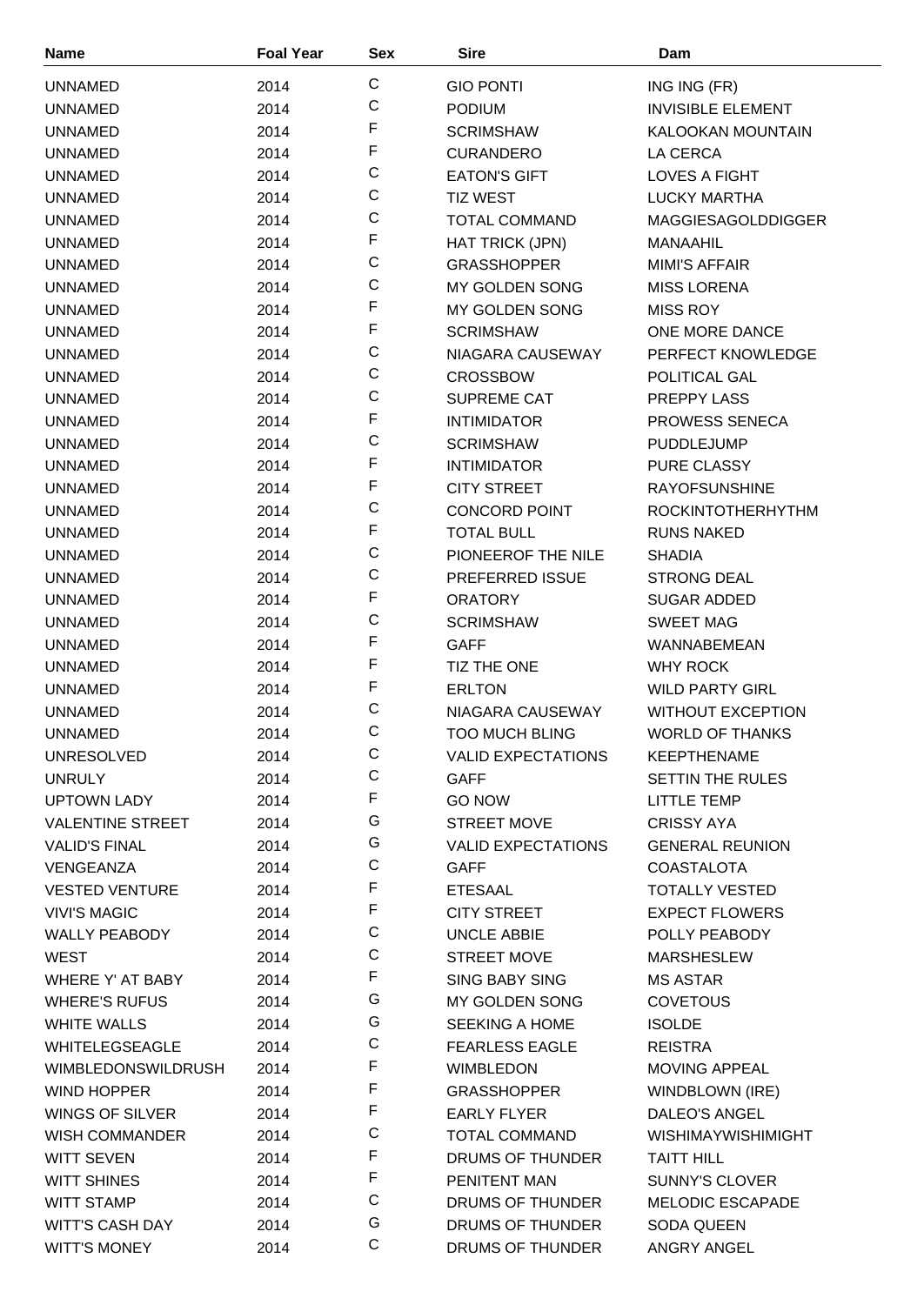| Name | Foal Year | Sex | Sire | Dam |
|---|---|---|---|---|
| UNNAMED | 2014 | C | GIO PONTI | ING ING (FR) |
| UNNAMED | 2014 | C | PODIUM | INVISIBLE ELEMENT |
| UNNAMED | 2014 | F | SCRIMSHAW | KALOOKAN MOUNTAIN |
| UNNAMED | 2014 | F | CURANDERO | LA CERCA |
| UNNAMED | 2014 | C | EATON'S GIFT | LOVES A FIGHT |
| UNNAMED | 2014 | C | TIZ WEST | LUCKY MARTHA |
| UNNAMED | 2014 | C | TOTAL COMMAND | MAGGIESAGOLDDIGGER |
| UNNAMED | 2014 | F | HAT TRICK (JPN) | MANAAHIL |
| UNNAMED | 2014 | C | GRASSHOPPER | MIMI'S AFFAIR |
| UNNAMED | 2014 | C | MY GOLDEN SONG | MISS LORENA |
| UNNAMED | 2014 | F | MY GOLDEN SONG | MISS ROY |
| UNNAMED | 2014 | F | SCRIMSHAW | ONE MORE DANCE |
| UNNAMED | 2014 | C | NIAGARA CAUSEWAY | PERFECT KNOWLEDGE |
| UNNAMED | 2014 | C | CROSSBOW | POLITICAL GAL |
| UNNAMED | 2014 | C | SUPREME CAT | PREPPY LASS |
| UNNAMED | 2014 | F | INTIMIDATOR | PROWESS SENECA |
| UNNAMED | 2014 | C | SCRIMSHAW | PUDDLEJUMP |
| UNNAMED | 2014 | F | INTIMIDATOR | PURE CLASSY |
| UNNAMED | 2014 | F | CITY STREET | RAYOFSUNSHINE |
| UNNAMED | 2014 | C | CONCORD POINT | ROCKINTOTHERHYTHM |
| UNNAMED | 2014 | F | TOTAL BULL | RUNS NAKED |
| UNNAMED | 2014 | C | PIONEEROF THE NILE | SHADIA |
| UNNAMED | 2014 | C | PREFERRED ISSUE | STRONG DEAL |
| UNNAMED | 2014 | F | ORATORY | SUGAR ADDED |
| UNNAMED | 2014 | C | SCRIMSHAW | SWEET MAG |
| UNNAMED | 2014 | F | GAFF | WANNABEMEAN |
| UNNAMED | 2014 | F | TIZ THE ONE | WHY ROCK |
| UNNAMED | 2014 | F | ERLTON | WILD PARTY GIRL |
| UNNAMED | 2014 | C | NIAGARA CAUSEWAY | WITHOUT EXCEPTION |
| UNNAMED | 2014 | C | TOO MUCH BLING | WORLD OF THANKS |
| UNRESOLVED | 2014 | C | VALID EXPECTATIONS | KEEPTHENAME |
| UNRULY | 2014 | C | GAFF | SETTIN THE RULES |
| UPTOWN LADY | 2014 | F | GO NOW | LITTLE TEMP |
| VALENTINE STREET | 2014 | G | STREET MOVE | CRISSY AYA |
| VALID'S FINAL | 2014 | G | VALID EXPECTATIONS | GENERAL REUNION |
| VENGEANZA | 2014 | C | GAFF | COASTALOTA |
| VESTED VENTURE | 2014 | F | ETESAAL | TOTALLY VESTED |
| VIVI'S MAGIC | 2014 | F | CITY STREET | EXPECT FLOWERS |
| WALLY PEABODY | 2014 | C | UNCLE ABBIE | POLLY PEABODY |
| WEST | 2014 | C | STREET MOVE | MARSHESLEW |
| WHERE Y' AT BABY | 2014 | F | SING BABY SING | MS ASTAR |
| WHERE'S RUFUS | 2014 | G | MY GOLDEN SONG | COVETOUS |
| WHITE WALLS | 2014 | G | SEEKING A HOME | ISOLDE |
| WHITELEGSEAGLE | 2014 | C | FEARLESS EAGLE | REISTRA |
| WIMBLEDONSWILDRUSH | 2014 | F | WIMBLEDON | MOVING APPEAL |
| WIND HOPPER | 2014 | F | GRASSHOPPER | WINDBLOWN (IRE) |
| WINGS OF SILVER | 2014 | F | EARLY FLYER | DALEO'S ANGEL |
| WISH COMMANDER | 2014 | C | TOTAL COMMAND | WISHIMAYWISHIMIGHT |
| WITT SEVEN | 2014 | F | DRUMS OF THUNDER | TAITT HILL |
| WITT SHINES | 2014 | F | PENITENT MAN | SUNNY'S CLOVER |
| WITT STAMP | 2014 | C | DRUMS OF THUNDER | MELODIC ESCAPADE |
| WITT'S CASH DAY | 2014 | G | DRUMS OF THUNDER | SODA QUEEN |
| WITT'S MONEY | 2014 | C | DRUMS OF THUNDER | ANGRY ANGEL |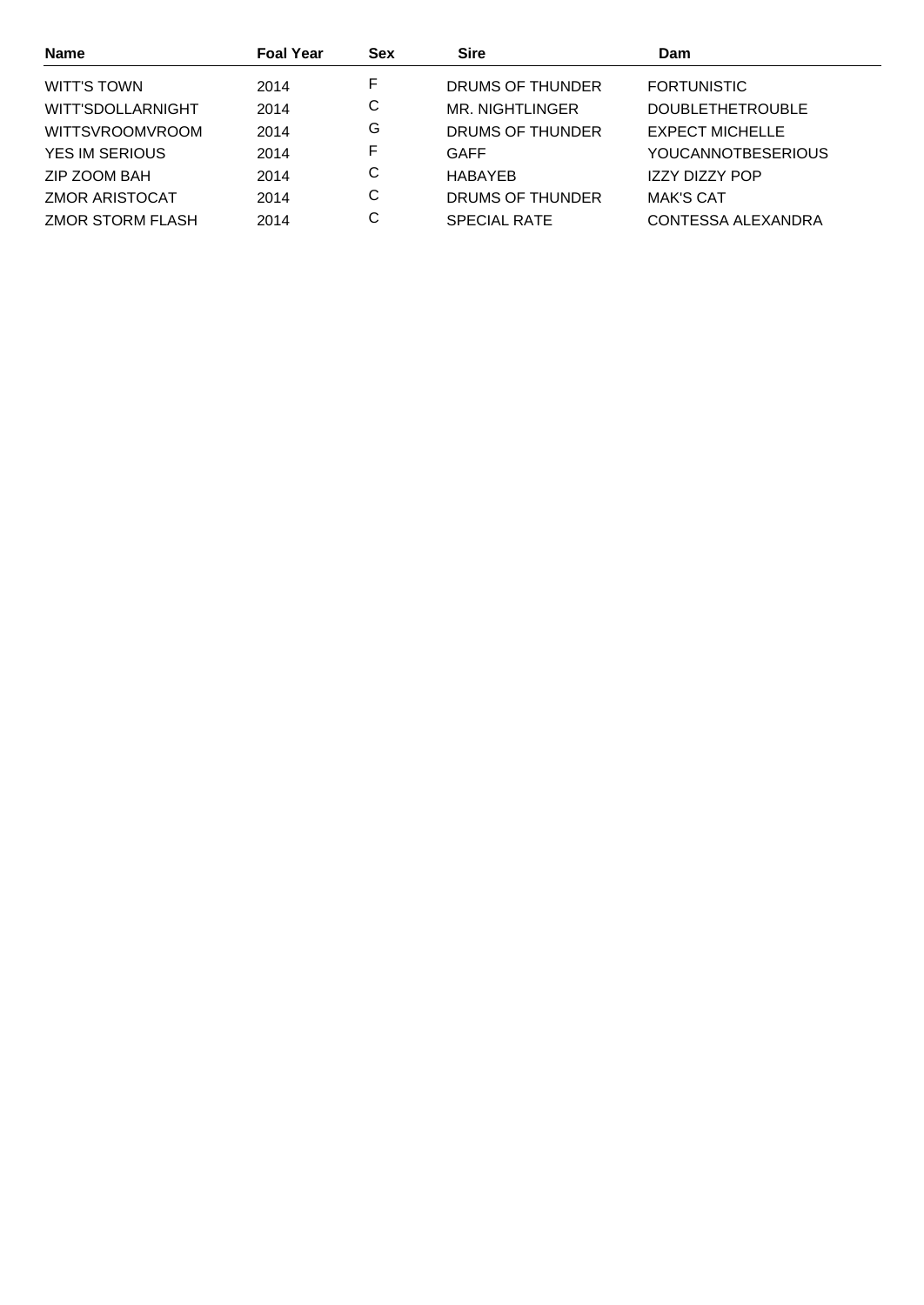| Name | Foal Year | Sex | Sire | Dam |
|---|---|---|---|---|
| WITT'S TOWN | 2014 | F | DRUMS OF THUNDER | FORTUNISTIC |
| WITT'SDOLLARNIGHT | 2014 | C | MR. NIGHTLINGER | DOUBLETHETROUBLE |
| WITTSVROOMVROOM | 2014 | G | DRUMS OF THUNDER | EXPECT MICHELLE |
| YES IM SERIOUS | 2014 | F | GAFF | YOUCANNOTBESERIOUS |
| ZIP ZOOM BAH | 2014 | C | HABAYEB | IZZY DIZZY POP |
| ZMOR ARISTOCAT | 2014 | C | DRUMS OF THUNDER | MAK'S CAT |
| ZMOR STORM FLASH | 2014 | C | SPECIAL RATE | CONTESSA ALEXANDRA |